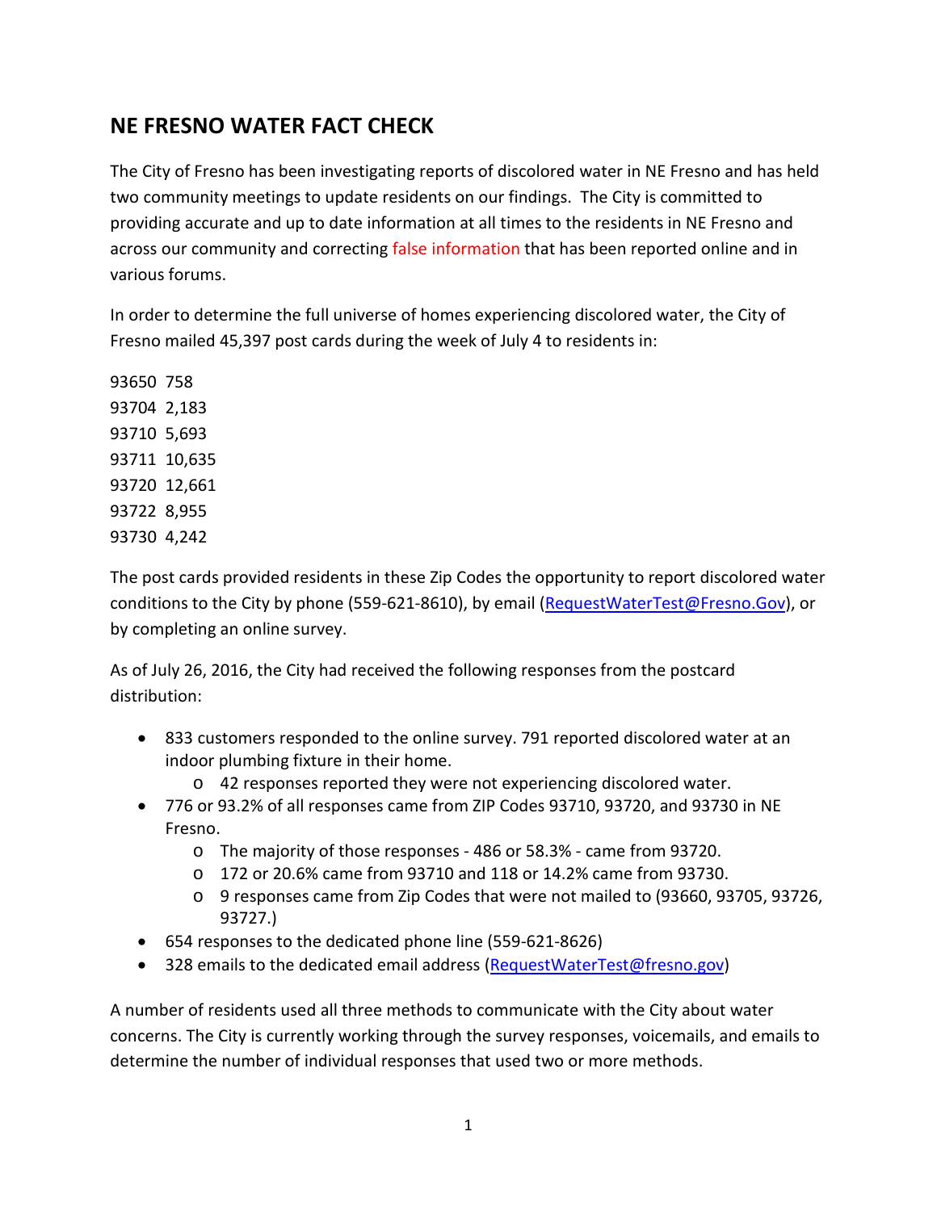## NE FRESNO WATER FACT CHECK

The City of Fresno has been investigating reports of discolored water in NE Fresno and has held two community meetings to update residents on our findings. The City is committed to providing accurate and up to date information at all times to the residents in NE Fresno and across our community and correcting false information that has been reported online and in various forums.

In order to determine the full universe of homes experiencing discolored water, the City of Fresno mailed 45,397 post cards during the week of July 4 to residents in:

93650 758
93704 2,183
93710 5,693
93711 10,635
93720 12,661
93722 8,955
93730 4,242

The post cards provided residents in these Zip Codes the opportunity to report discolored water conditions to the City by phone (559-621-8610), by email (RequestWaterTest@Fresno.Gov), or by completing an online survey.

As of July 26, 2016, the City had received the following responses from the postcard distribution:

- 833 customers responded to the online survey. 791 reported discolored water at an indoor plumbing fixture in their home.
  - 42 responses reported they were not experiencing discolored water.
- 776 or 93.2% of all responses came from ZIP Codes 93710, 93720, and 93730 in NE Fresno.
  - The majority of those responses - 486 or 58.3% - came from 93720.
  - 172 or 20.6% came from 93710 and 118 or 14.2% came from 93730.
  - 9 responses came from Zip Codes that were not mailed to (93660, 93705, 93726, 93727.)
- 654 responses to the dedicated phone line (559-621-8626)
- 328 emails to the dedicated email address (RequestWaterTest@fresno.gov)

A number of residents used all three methods to communicate with the City about water concerns. The City is currently working through the survey responses, voicemails, and emails to determine the number of individual responses that used two or more methods.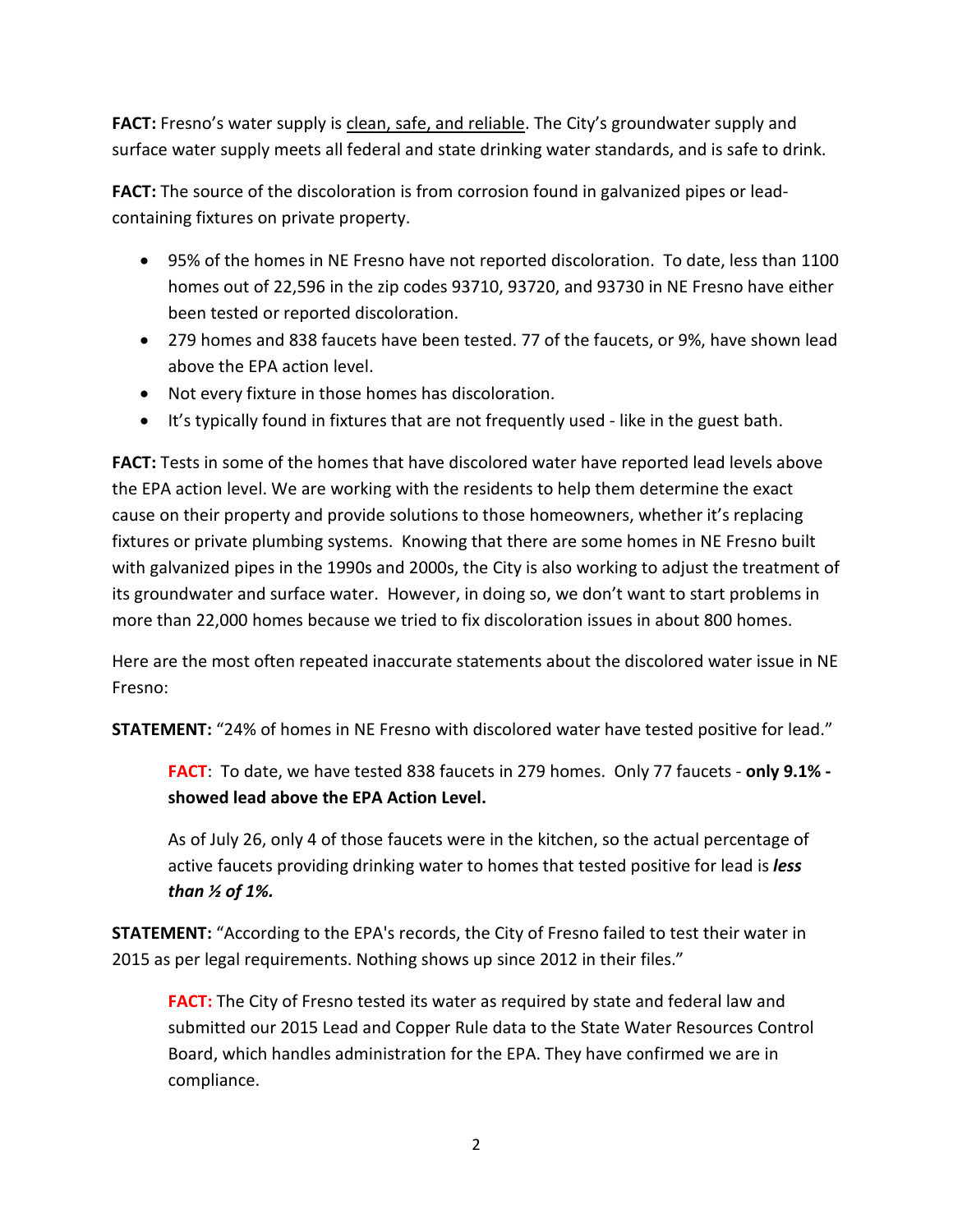**FACT:** Fresno's water supply is clean, safe, and reliable. The City's groundwater supply and surface water supply meets all federal and state drinking water standards, and is safe to drink.

**FACT:** The source of the discoloration is from corrosion found in galvanized pipes or lead-containing fixtures on private property.

- 95% of the homes in NE Fresno have not reported discoloration. To date, less than 1100 homes out of 22,596 in the zip codes 93710, 93720, and 93730 in NE Fresno have either been tested or reported discoloration.
- 279 homes and 838 faucets have been tested. 77 of the faucets, or 9%, have shown lead above the EPA action level.
- Not every fixture in those homes has discoloration.
- It's typically found in fixtures that are not frequently used - like in the guest bath.

**FACT:** Tests in some of the homes that have discolored water have reported lead levels above the EPA action level. We are working with the residents to help them determine the exact cause on their property and provide solutions to those homeowners, whether it's replacing fixtures or private plumbing systems. Knowing that there are some homes in NE Fresno built with galvanized pipes in the 1990s and 2000s, the City is also working to adjust the treatment of its groundwater and surface water. However, in doing so, we don't want to start problems in more than 22,000 homes because we tried to fix discoloration issues in about 800 homes.

Here are the most often repeated inaccurate statements about the discolored water issue in NE Fresno:

**STATEMENT:** "24% of homes in NE Fresno with discolored water have tested positive for lead."

> **FACT**: To date, we have tested 838 faucets in 279 homes. Only 77 faucets - **only 9.1% - showed lead above the EPA Action Level.**
>
> As of July 26, only 4 of those faucets were in the kitchen, so the actual percentage of active faucets providing drinking water to homes that tested positive for lead is ***less than ½ of 1%.***

**STATEMENT:** "According to the EPA's records, the City of Fresno failed to test their water in 2015 as per legal requirements. Nothing shows up since 2012 in their files."

> **FACT:** The City of Fresno tested its water as required by state and federal law and submitted our 2015 Lead and Copper Rule data to the State Water Resources Control Board, which handles administration for the EPA. They have confirmed we are in compliance.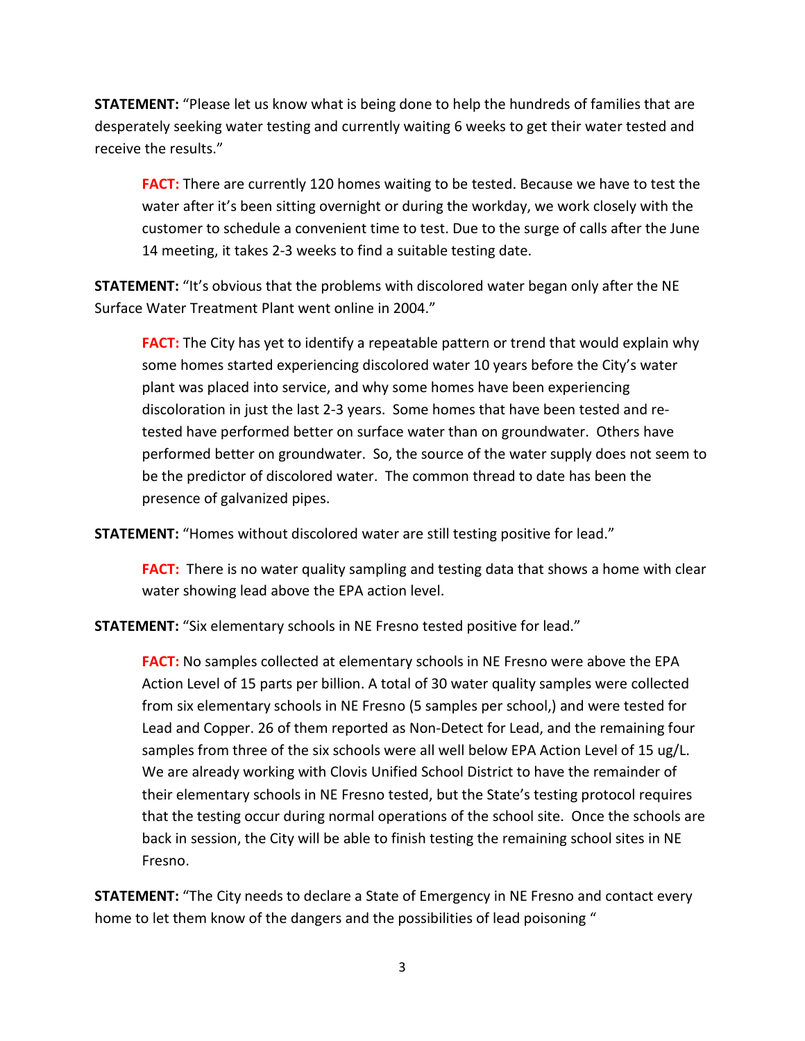**STATEMENT:** "Please let us know what is being done to help the hundreds of families that are desperately seeking water testing and currently waiting 6 weeks to get their water tested and receive the results."

> **FACT:** There are currently 120 homes waiting to be tested. Because we have to test the water after it's been sitting overnight or during the workday, we work closely with the customer to schedule a convenient time to test. Due to the surge of calls after the June 14 meeting, it takes 2-3 weeks to find a suitable testing date.

**STATEMENT:** "It's obvious that the problems with discolored water began only after the NE Surface Water Treatment Plant went online in 2004."

> **FACT:** The City has yet to identify a repeatable pattern or trend that would explain why some homes started experiencing discolored water 10 years before the City's water plant was placed into service, and why some homes have been experiencing discoloration in just the last 2-3 years. Some homes that have been tested and re-tested have performed better on surface water than on groundwater. Others have performed better on groundwater. So, the source of the water supply does not seem to be the predictor of discolored water. The common thread to date has been the presence of galvanized pipes.

**STATEMENT:** "Homes without discolored water are still testing positive for lead."

> **FACT:** There is no water quality sampling and testing data that shows a home with clear water showing lead above the EPA action level.

**STATEMENT:** "Six elementary schools in NE Fresno tested positive for lead."

> **FACT:** No samples collected at elementary schools in NE Fresno were above the EPA Action Level of 15 parts per billion. A total of 30 water quality samples were collected from six elementary schools in NE Fresno (5 samples per school,) and were tested for Lead and Copper. 26 of them reported as Non-Detect for Lead, and the remaining four samples from three of the six schools were all well below EPA Action Level of 15 ug/L. We are already working with Clovis Unified School District to have the remainder of their elementary schools in NE Fresno tested, but the State's testing protocol requires that the testing occur during normal operations of the school site. Once the schools are back in session, the City will be able to finish testing the remaining school sites in NE Fresno.

**STATEMENT:** "The City needs to declare a State of Emergency in NE Fresno and contact every home to let them know of the dangers and the possibilities of lead poisoning "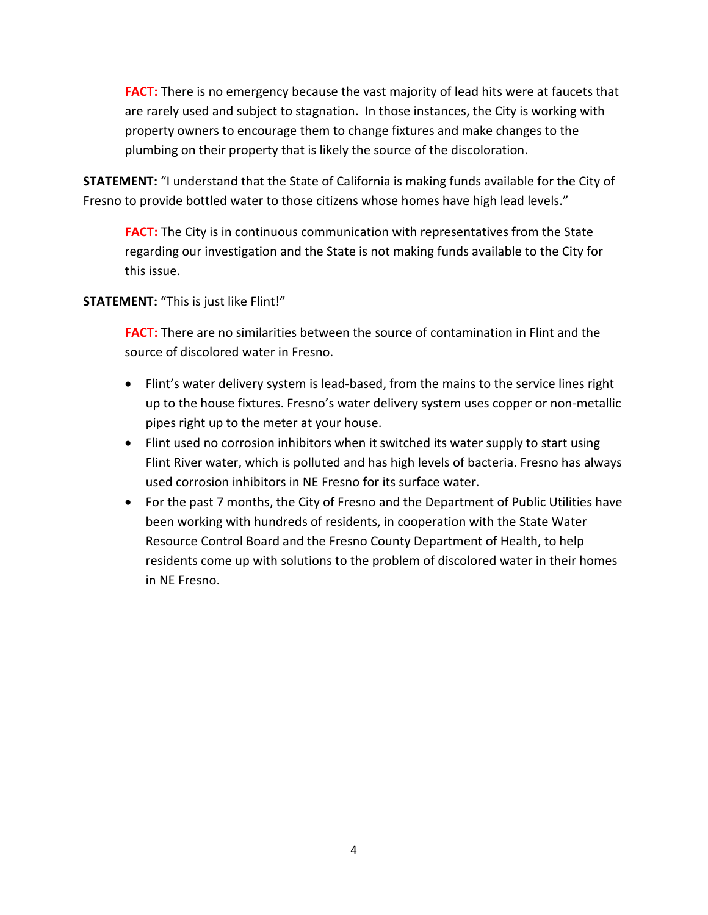**FACT:** There is no emergency because the vast majority of lead hits were at faucets that are rarely used and subject to stagnation. In those instances, the City is working with property owners to encourage them to change fixtures and make changes to the plumbing on their property that is likely the source of the discoloration.

**STATEMENT:** "I understand that the State of California is making funds available for the City of Fresno to provide bottled water to those citizens whose homes have high lead levels."

**FACT:** The City is in continuous communication with representatives from the State regarding our investigation and the State is not making funds available to the City for this issue.

**STATEMENT:** "This is just like Flint!"

**FACT:** There are no similarities between the source of contamination in Flint and the source of discolored water in Fresno.

- Flint's water delivery system is lead-based, from the mains to the service lines right up to the house fixtures. Fresno's water delivery system uses copper or non-metallic pipes right up to the meter at your house.
- Flint used no corrosion inhibitors when it switched its water supply to start using Flint River water, which is polluted and has high levels of bacteria. Fresno has always used corrosion inhibitors in NE Fresno for its surface water.
- For the past 7 months, the City of Fresno and the Department of Public Utilities have been working with hundreds of residents, in cooperation with the State Water Resource Control Board and the Fresno County Department of Health, to help residents come up with solutions to the problem of discolored water in their homes in NE Fresno.